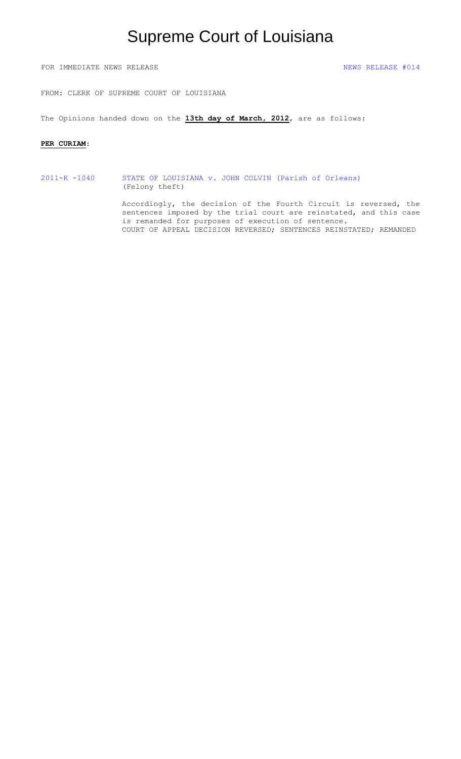# Supreme Court of Louisiana

FOR IMMEDIATE NEWS RELEASE NEWS RELEASE #014

FROM: CLERK OF SUPREME COURT OF LOUISIANA

The Opinions handed down on the **13th day of March, 2012**, are as follows:

**PER CURIAM**:

2011-K -1040 STATE OF LOUISIANA v. JOHN COLVIN (Parish of Orleans)
(Felony theft)

Accordingly, the decision of the Fourth Circuit is reversed, the sentences imposed by the trial court are reinstated, and this case is remanded for purposes of execution of sentence.
COURT OF APPEAL DECISION REVERSED; SENTENCES REINSTATED; REMANDED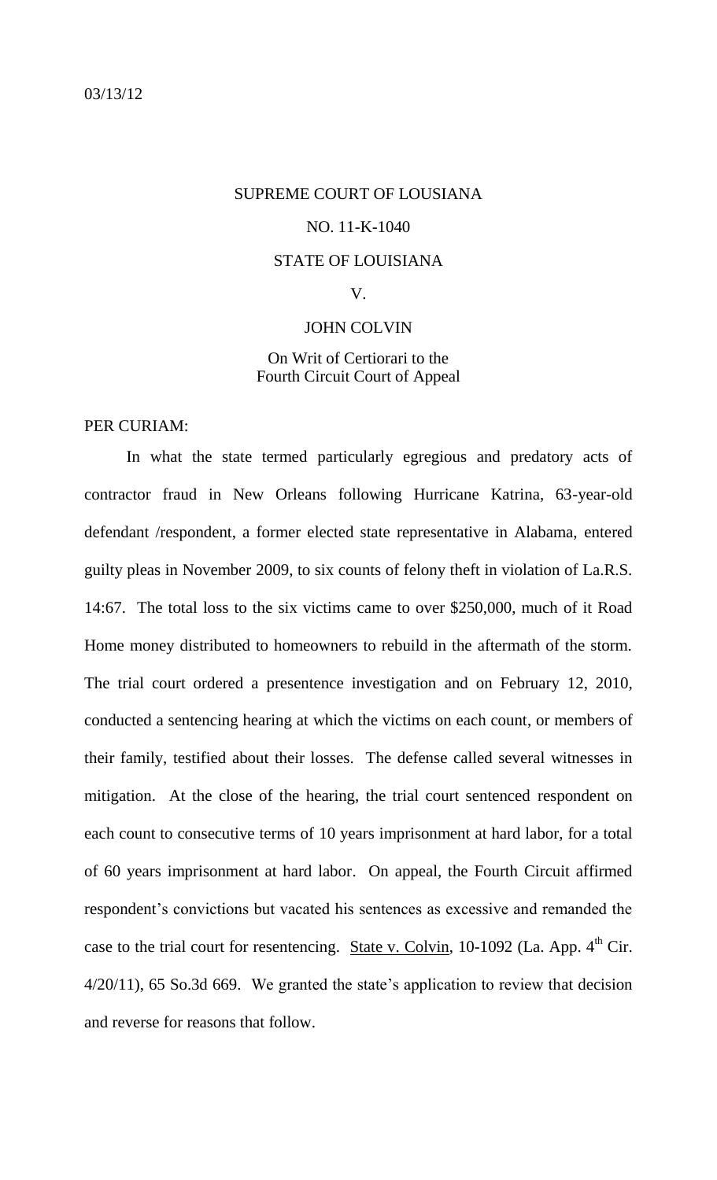03/13/12

SUPREME COURT OF LOUSIANA

NO. 11-K-1040

STATE OF LOUISIANA

V.

JOHN COLVIN

On Writ of Certiorari to the
Fourth Circuit Court of Appeal

PER CURIAM:

In what the state termed particularly egregious and predatory acts of contractor fraud in New Orleans following Hurricane Katrina, 63-year-old defendant /respondent, a former elected state representative in Alabama, entered guilty pleas in November 2009, to six counts of felony theft in violation of La.R.S. 14:67. The total loss to the six victims came to over $250,000, much of it Road Home money distributed to homeowners to rebuild in the aftermath of the storm. The trial court ordered a presentence investigation and on February 12, 2010, conducted a sentencing hearing at which the victims on each count, or members of their family, testified about their losses. The defense called several witnesses in mitigation. At the close of the hearing, the trial court sentenced respondent on each count to consecutive terms of 10 years imprisonment at hard labor, for a total of 60 years imprisonment at hard labor. On appeal, the Fourth Circuit affirmed respondent's convictions but vacated his sentences as excessive and remanded the case to the trial court for resentencing. State v. Colvin, 10-1092 (La. App. 4th Cir. 4/20/11), 65 So.3d 669. We granted the state's application to review that decision and reverse for reasons that follow.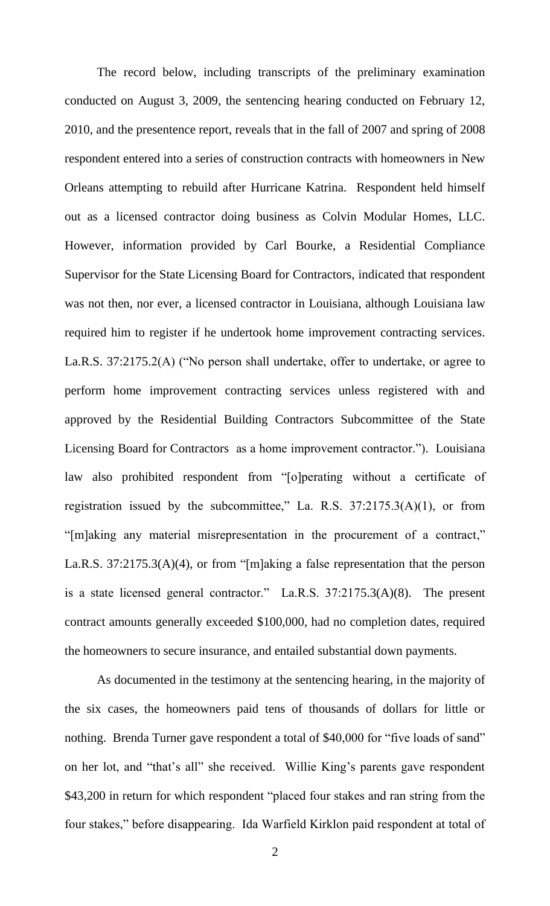The record below, including transcripts of the preliminary examination conducted on August 3, 2009, the sentencing hearing conducted on February 12, 2010, and the presentence report, reveals that in the fall of 2007 and spring of 2008 respondent entered into a series of construction contracts with homeowners in New Orleans attempting to rebuild after Hurricane Katrina. Respondent held himself out as a licensed contractor doing business as Colvin Modular Homes, LLC. However, information provided by Carl Bourke, a Residential Compliance Supervisor for the State Licensing Board for Contractors, indicated that respondent was not then, nor ever, a licensed contractor in Louisiana, although Louisiana law required him to register if he undertook home improvement contracting services. La.R.S. 37:2175.2(A) ("No person shall undertake, offer to undertake, or agree to perform home improvement contracting services unless registered with and approved by the Residential Building Contractors Subcommittee of the State Licensing Board for Contractors as a home improvement contractor."). Louisiana law also prohibited respondent from "[o]perating without a certificate of registration issued by the subcommittee," La. R.S. 37:2175.3(A)(1), or from "[m]aking any material misrepresentation in the procurement of a contract," La.R.S. 37:2175.3(A)(4), or from "[m]aking a false representation that the person is a state licensed general contractor." La.R.S. 37:2175.3(A)(8). The present contract amounts generally exceeded $100,000, had no completion dates, required the homeowners to secure insurance, and entailed substantial down payments.

As documented in the testimony at the sentencing hearing, in the majority of the six cases, the homeowners paid tens of thousands of dollars for little or nothing. Brenda Turner gave respondent a total of $40,000 for "five loads of sand" on her lot, and "that's all" she received. Willie King's parents gave respondent $43,200 in return for which respondent "placed four stakes and ran string from the four stakes," before disappearing. Ida Warfield Kirklon paid respondent at total of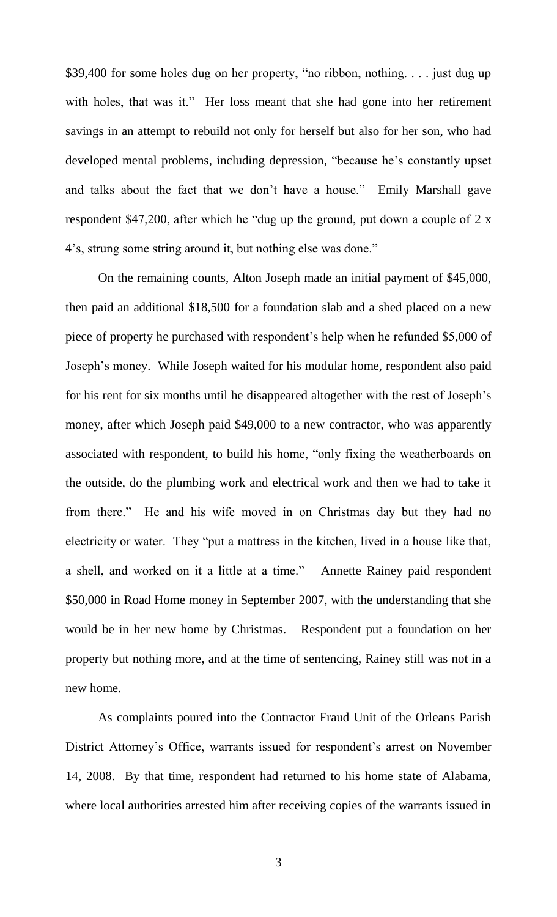$39,400 for some holes dug on her property, "no ribbon, nothing. . . . just dug up with holes, that was it." Her loss meant that she had gone into her retirement savings in an attempt to rebuild not only for herself but also for her son, who had developed mental problems, including depression, "because he's constantly upset and talks about the fact that we don't have a house." Emily Marshall gave respondent $47,200, after which he "dug up the ground, put down a couple of 2 x 4's, strung some string around it, but nothing else was done."

On the remaining counts, Alton Joseph made an initial payment of $45,000, then paid an additional $18,500 for a foundation slab and a shed placed on a new piece of property he purchased with respondent's help when he refunded $5,000 of Joseph's money. While Joseph waited for his modular home, respondent also paid for his rent for six months until he disappeared altogether with the rest of Joseph's money, after which Joseph paid $49,000 to a new contractor, who was apparently associated with respondent, to build his home, "only fixing the weatherboards on the outside, do the plumbing work and electrical work and then we had to take it from there." He and his wife moved in on Christmas day but they had no electricity or water. They "put a mattress in the kitchen, lived in a house like that, a shell, and worked on it a little at a time." Annette Rainey paid respondent $50,000 in Road Home money in September 2007, with the understanding that she would be in her new home by Christmas. Respondent put a foundation on her property but nothing more, and at the time of sentencing, Rainey still was not in a new home.

As complaints poured into the Contractor Fraud Unit of the Orleans Parish District Attorney's Office, warrants issued for respondent's arrest on November 14, 2008. By that time, respondent had returned to his home state of Alabama, where local authorities arrested him after receiving copies of the warrants issued in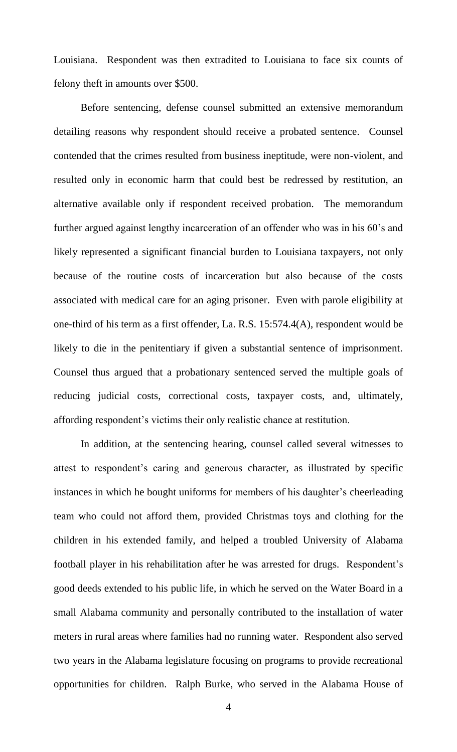Louisiana. Respondent was then extradited to Louisiana to face six counts of felony theft in amounts over $500.

Before sentencing, defense counsel submitted an extensive memorandum detailing reasons why respondent should receive a probated sentence. Counsel contended that the crimes resulted from business ineptitude, were non-violent, and resulted only in economic harm that could best be redressed by restitution, an alternative available only if respondent received probation. The memorandum further argued against lengthy incarceration of an offender who was in his 60's and likely represented a significant financial burden to Louisiana taxpayers, not only because of the routine costs of incarceration but also because of the costs associated with medical care for an aging prisoner. Even with parole eligibility at one-third of his term as a first offender, La. R.S. 15:574.4(A), respondent would be likely to die in the penitentiary if given a substantial sentence of imprisonment. Counsel thus argued that a probationary sentenced served the multiple goals of reducing judicial costs, correctional costs, taxpayer costs, and, ultimately, affording respondent's victims their only realistic chance at restitution.

In addition, at the sentencing hearing, counsel called several witnesses to attest to respondent's caring and generous character, as illustrated by specific instances in which he bought uniforms for members of his daughter's cheerleading team who could not afford them, provided Christmas toys and clothing for the children in his extended family, and helped a troubled University of Alabama football player in his rehabilitation after he was arrested for drugs. Respondent's good deeds extended to his public life, in which he served on the Water Board in a small Alabama community and personally contributed to the installation of water meters in rural areas where families had no running water. Respondent also served two years in the Alabama legislature focusing on programs to provide recreational opportunities for children. Ralph Burke, who served in the Alabama House of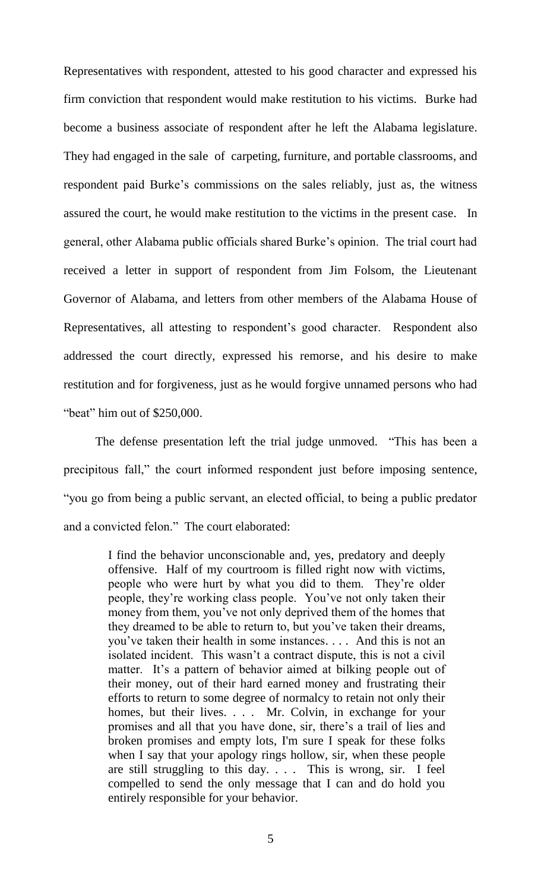Representatives with respondent, attested to his good character and expressed his firm conviction that respondent would make restitution to his victims. Burke had become a business associate of respondent after he left the Alabama legislature. They had engaged in the sale of carpeting, furniture, and portable classrooms, and respondent paid Burke's commissions on the sales reliably, just as, the witness assured the court, he would make restitution to the victims in the present case. In general, other Alabama public officials shared Burke's opinion. The trial court had received a letter in support of respondent from Jim Folsom, the Lieutenant Governor of Alabama, and letters from other members of the Alabama House of Representatives, all attesting to respondent's good character. Respondent also addressed the court directly, expressed his remorse, and his desire to make restitution and for forgiveness, just as he would forgive unnamed persons who had "beat" him out of $250,000.

The defense presentation left the trial judge unmoved. "This has been a precipitous fall," the court informed respondent just before imposing sentence, "you go from being a public servant, an elected official, to being a public predator and a convicted felon." The court elaborated:

> I find the behavior unconscionable and, yes, predatory and deeply offensive. Half of my courtroom is filled right now with victims, people who were hurt by what you did to them. They're older people, they're working class people. You've not only taken their money from them, you've not only deprived them of the homes that they dreamed to be able to return to, but you've taken their dreams, you've taken their health in some instances. . . . And this is not an isolated incident. This wasn't a contract dispute, this is not a civil matter. It's a pattern of behavior aimed at bilking people out of their money, out of their hard earned money and frustrating their efforts to return to some degree of normalcy to retain not only their homes, but their lives. . . . Mr. Colvin, in exchange for your promises and all that you have done, sir, there's a trail of lies and broken promises and empty lots, I'm sure I speak for these folks when I say that your apology rings hollow, sir, when these people are still struggling to this day. . . . This is wrong, sir. I feel compelled to send the only message that I can and do hold you entirely responsible for your behavior.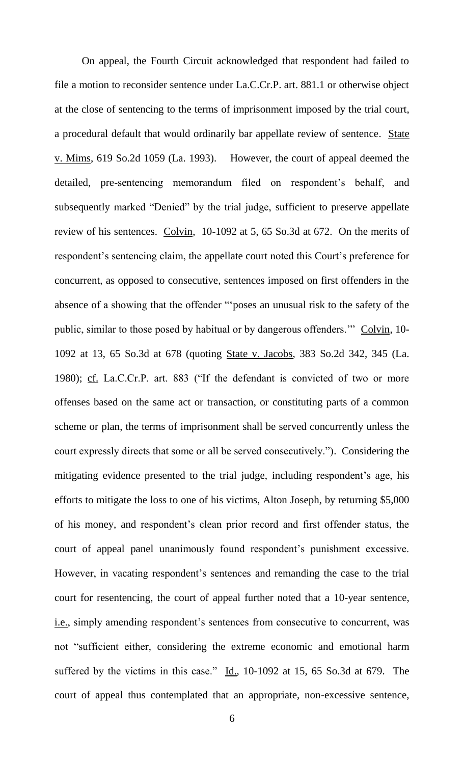On appeal, the Fourth Circuit acknowledged that respondent had failed to file a motion to reconsider sentence under La.C.Cr.P. art. 881.1 or otherwise object at the close of sentencing to the terms of imprisonment imposed by the trial court, a procedural default that would ordinarily bar appellate review of sentence. State v. Mims, 619 So.2d 1059 (La. 1993). However, the court of appeal deemed the detailed, pre-sentencing memorandum filed on respondent's behalf, and subsequently marked "Denied" by the trial judge, sufficient to preserve appellate review of his sentences. Colvin, 10-1092 at 5, 65 So.3d at 672. On the merits of respondent's sentencing claim, the appellate court noted this Court's preference for concurrent, as opposed to consecutive, sentences imposed on first offenders in the absence of a showing that the offender "'poses an unusual risk to the safety of the public, similar to those posed by habitual or by dangerous offenders.'" Colvin, 10-1092 at 13, 65 So.3d at 678 (quoting State v. Jacobs, 383 So.2d 342, 345 (La. 1980); cf. La.C.Cr.P. art. 883 ("If the defendant is convicted of two or more offenses based on the same act or transaction, or constituting parts of a common scheme or plan, the terms of imprisonment shall be served concurrently unless the court expressly directs that some or all be served consecutively."). Considering the mitigating evidence presented to the trial judge, including respondent's age, his efforts to mitigate the loss to one of his victims, Alton Joseph, by returning $5,000 of his money, and respondent's clean prior record and first offender status, the court of appeal panel unanimously found respondent's punishment excessive. However, in vacating respondent's sentences and remanding the case to the trial court for resentencing, the court of appeal further noted that a 10-year sentence, i.e., simply amending respondent's sentences from consecutive to concurrent, was not "sufficient either, considering the extreme economic and emotional harm suffered by the victims in this case." Id., 10-1092 at 15, 65 So.3d at 679. The court of appeal thus contemplated that an appropriate, non-excessive sentence,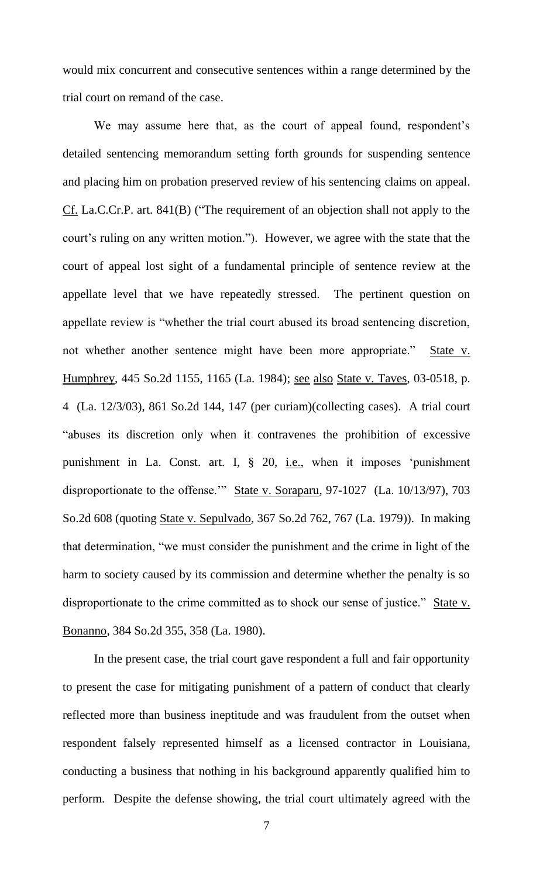would mix concurrent and consecutive sentences within a range determined by the trial court on remand of the case.

We may assume here that, as the court of appeal found, respondent's detailed sentencing memorandum setting forth grounds for suspending sentence and placing him on probation preserved review of his sentencing claims on appeal. Cf. La.C.Cr.P. art. 841(B) ("The requirement of an objection shall not apply to the court's ruling on any written motion."). However, we agree with the state that the court of appeal lost sight of a fundamental principle of sentence review at the appellate level that we have repeatedly stressed. The pertinent question on appellate review is "whether the trial court abused its broad sentencing discretion, not whether another sentence might have been more appropriate." State v. Humphrey, 445 So.2d 1155, 1165 (La. 1984); see also State v. Taves, 03-0518, p. 4 (La. 12/3/03), 861 So.2d 144, 147 (per curiam)(collecting cases). A trial court "abuses its discretion only when it contravenes the prohibition of excessive punishment in La. Const. art. I, § 20, i.e., when it imposes 'punishment disproportionate to the offense.'" State v. Soraparu, 97-1027 (La. 10/13/97), 703 So.2d 608 (quoting State v. Sepulvado, 367 So.2d 762, 767 (La. 1979)). In making that determination, "we must consider the punishment and the crime in light of the harm to society caused by its commission and determine whether the penalty is so disproportionate to the crime committed as to shock our sense of justice." State v. Bonanno, 384 So.2d 355, 358 (La. 1980).

In the present case, the trial court gave respondent a full and fair opportunity to present the case for mitigating punishment of a pattern of conduct that clearly reflected more than business ineptitude and was fraudulent from the outset when respondent falsely represented himself as a licensed contractor in Louisiana, conducting a business that nothing in his background apparently qualified him to perform. Despite the defense showing, the trial court ultimately agreed with the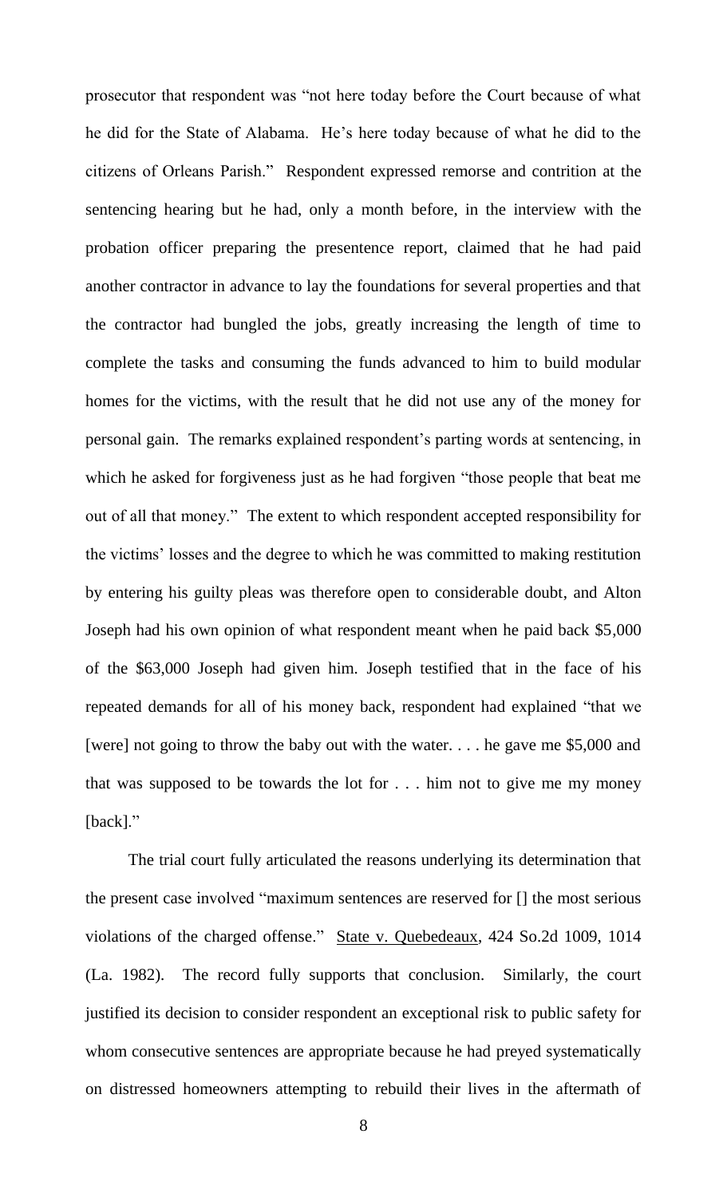prosecutor that respondent was "not here today before the Court because of what he did for the State of Alabama. He's here today because of what he did to the citizens of Orleans Parish." Respondent expressed remorse and contrition at the sentencing hearing but he had, only a month before, in the interview with the probation officer preparing the presentence report, claimed that he had paid another contractor in advance to lay the foundations for several properties and that the contractor had bungled the jobs, greatly increasing the length of time to complete the tasks and consuming the funds advanced to him to build modular homes for the victims, with the result that he did not use any of the money for personal gain. The remarks explained respondent's parting words at sentencing, in which he asked for forgiveness just as he had forgiven "those people that beat me out of all that money." The extent to which respondent accepted responsibility for the victims' losses and the degree to which he was committed to making restitution by entering his guilty pleas was therefore open to considerable doubt, and Alton Joseph had his own opinion of what respondent meant when he paid back $5,000 of the $63,000 Joseph had given him. Joseph testified that in the face of his repeated demands for all of his money back, respondent had explained "that we [were] not going to throw the baby out with the water. . . . he gave me $5,000 and that was supposed to be towards the lot for . . . him not to give me my money [back]."

The trial court fully articulated the reasons underlying its determination that the present case involved "maximum sentences are reserved for [] the most serious violations of the charged offense." State v. Quebedeaux, 424 So.2d 1009, 1014 (La. 1982). The record fully supports that conclusion. Similarly, the court justified its decision to consider respondent an exceptional risk to public safety for whom consecutive sentences are appropriate because he had preyed systematically on distressed homeowners attempting to rebuild their lives in the aftermath of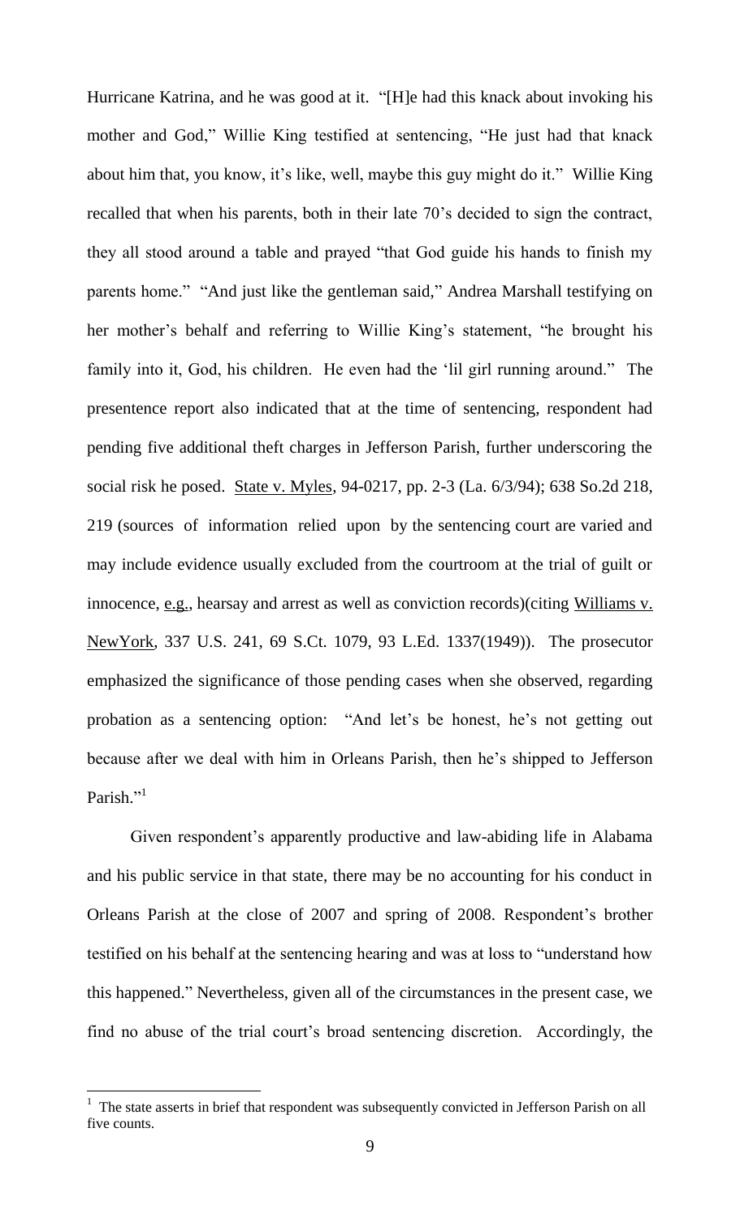Hurricane Katrina, and he was good at it. "[H]e had this knack about invoking his mother and God," Willie King testified at sentencing, "He just had that knack about him that, you know, it's like, well, maybe this guy might do it." Willie King recalled that when his parents, both in their late 70's decided to sign the contract, they all stood around a table and prayed "that God guide his hands to finish my parents home." "And just like the gentleman said," Andrea Marshall testifying on her mother's behalf and referring to Willie King's statement, "he brought his family into it, God, his children. He even had the 'lil girl running around." The presentence report also indicated that at the time of sentencing, respondent had pending five additional theft charges in Jefferson Parish, further underscoring the social risk he posed. State v. Myles, 94-0217, pp. 2-3 (La. 6/3/94); 638 So.2d 218, 219 (sources of information relied upon by the sentencing court are varied and may include evidence usually excluded from the courtroom at the trial of guilt or innocence, e.g., hearsay and arrest as well as conviction records)(citing Williams v. NewYork, 337 U.S. 241, 69 S.Ct. 1079, 93 L.Ed. 1337(1949)). The prosecutor emphasized the significance of those pending cases when she observed, regarding probation as a sentencing option: "And let's be honest, he's not getting out because after we deal with him in Orleans Parish, then he's shipped to Jefferson Parish."[1]

Given respondent's apparently productive and law-abiding life in Alabama and his public service in that state, there may be no accounting for his conduct in Orleans Parish at the close of 2007 and spring of 2008. Respondent's brother testified on his behalf at the sentencing hearing and was at loss to "understand how this happened." Nevertheless, given all of the circumstances in the present case, we find no abuse of the trial court's broad sentencing discretion. Accordingly, the

[1] The state asserts in brief that respondent was subsequently convicted in Jefferson Parish on all five counts.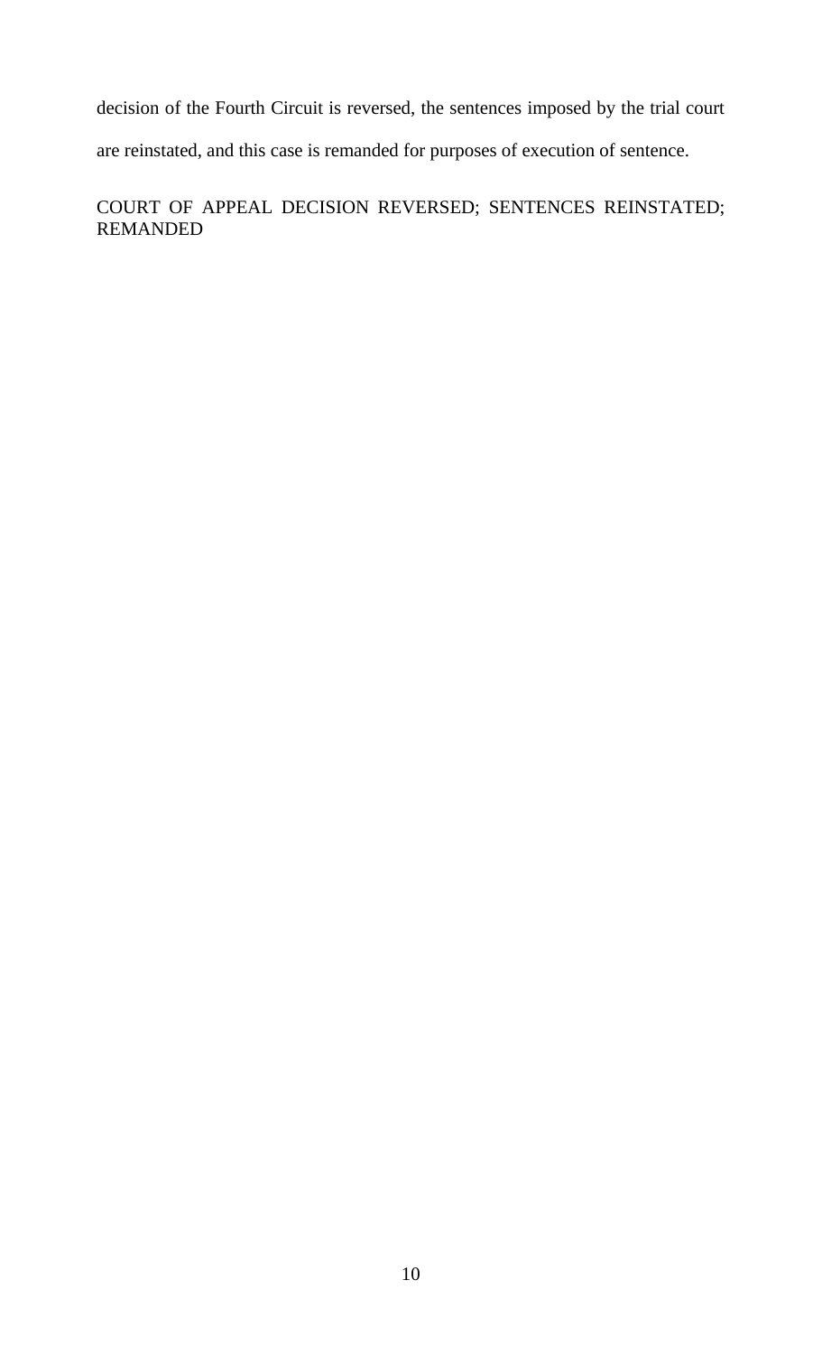decision of the Fourth Circuit is reversed, the sentences imposed by the trial court are reinstated, and this case is remanded for purposes of execution of sentence.

COURT OF APPEAL DECISION REVERSED; SENTENCES REINSTATED; REMANDED